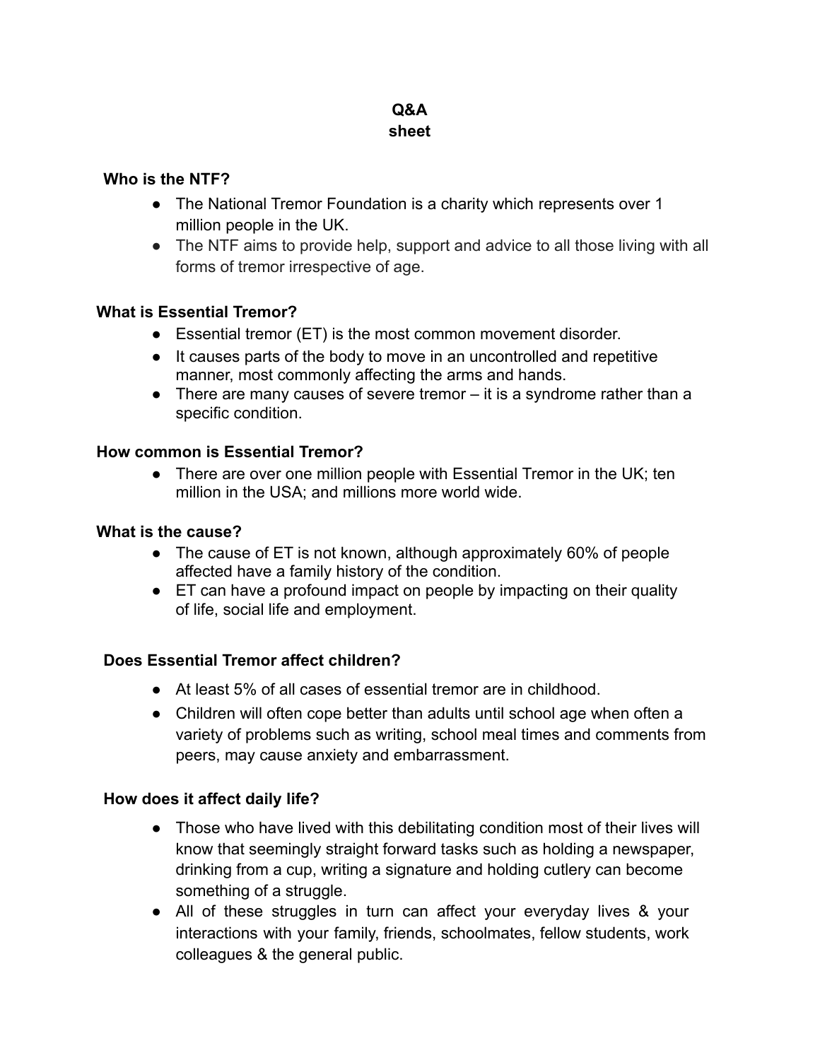# Q&A sheet

### Who is the NTF?

- The National Tremor Foundation is a charity which represents over 1 million people in the UK.
- The NTF aims to provide help, support and advice to all those living with all forms of tremor irrespective of age.

### What is Essential Tremor?

- Essential tremor (ET) is the most common movement disorder.
- It causes parts of the body to move in an uncontrolled and repetitive manner, most commonly affecting the arms and hands.
- There are many causes of severe tremor – it is a syndrome rather than a specific condition.

### How common is Essential Tremor?

- There are over one million people with Essential Tremor in the UK; ten million in the USA; and millions more world wide.

### What is the cause?

- The cause of ET is not known, although approximately 60% of people affected have a family history of the condition.
- ET can have a profound impact on people by impacting on their quality of life, social life and employment.

### Does Essential Tremor affect children?

- At least 5% of all cases of essential tremor are in childhood.
- Children will often cope better than adults until school age when often a variety of problems such as writing, school meal times and comments from peers, may cause anxiety and embarrassment.

### How does it affect daily life?

- Those who have lived with this debilitating condition most of their lives will know that seemingly straight forward tasks such as holding a newspaper, drinking from a cup, writing a signature and holding cutlery can become something of a struggle.
- All of these struggles in turn can affect your everyday lives & your interactions with your family, friends, schoolmates, fellow students, work colleagues & the general public.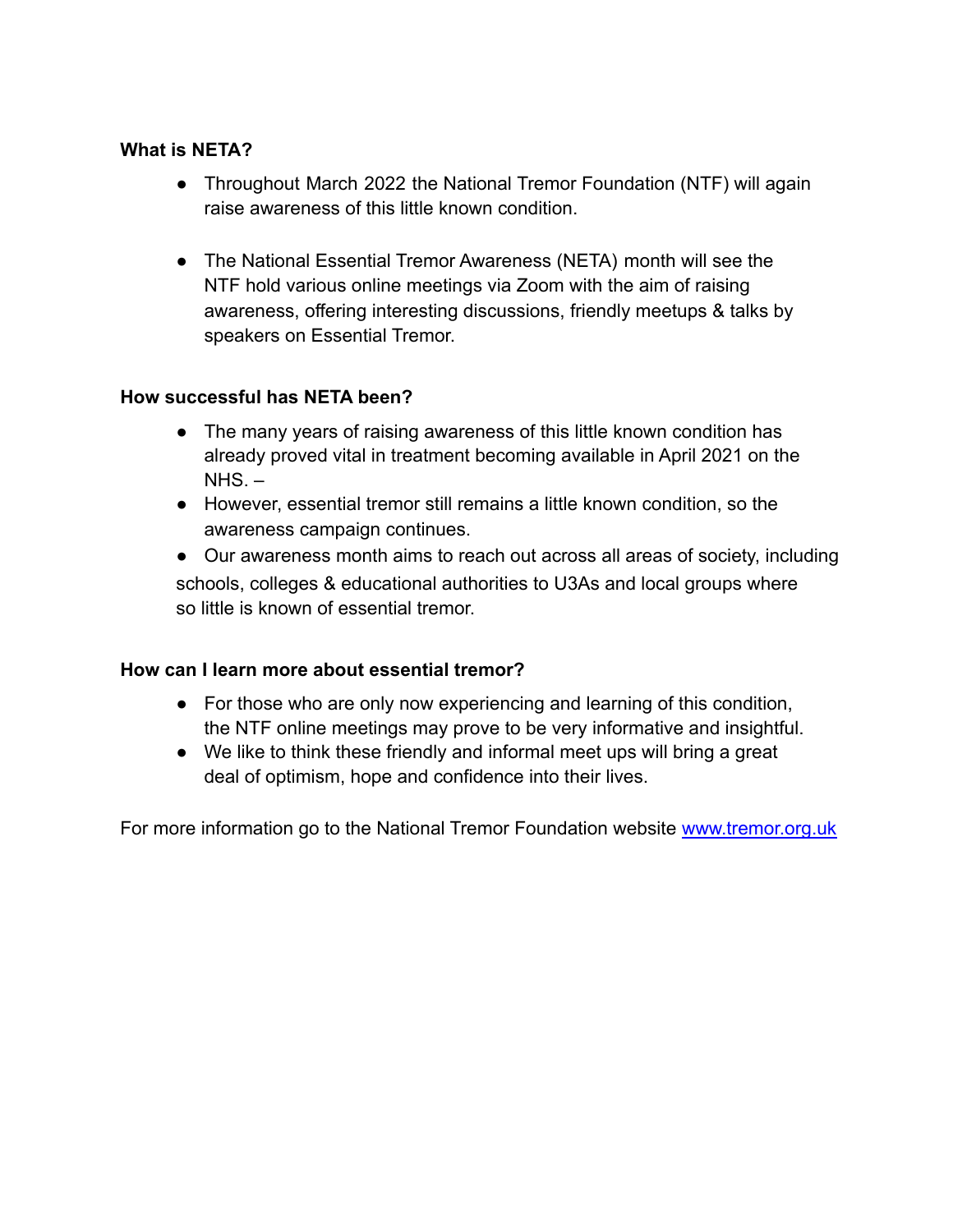**What is NETA?**

- Throughout March 2022 the National Tremor Foundation (NTF) will again raise awareness of this little known condition.

- The National Essential Tremor Awareness (NETA) month will see the NTF hold various online meetings via Zoom with the aim of raising awareness, offering interesting discussions, friendly meetups & talks by speakers on Essential Tremor.

**How successful has NETA been?**

- The many years of raising awareness of this little known condition has already proved vital in treatment becoming available in April 2021 on the NHS. –
- However, essential tremor still remains a little known condition, so the awareness campaign continues.
- Our awareness month aims to reach out across all areas of society, including schools, colleges & educational authorities to U3As and local groups where so little is known of essential tremor.

**How can I learn more about essential tremor?**

- For those who are only now experiencing and learning of this condition, the NTF online meetings may prove to be very informative and insightful.
- We like to think these friendly and informal meet ups will bring a great deal of optimism, hope and confidence into their lives.

For more information go to the National Tremor Foundation website [www.tremor.org.uk](http://www.tremor.org.uk)